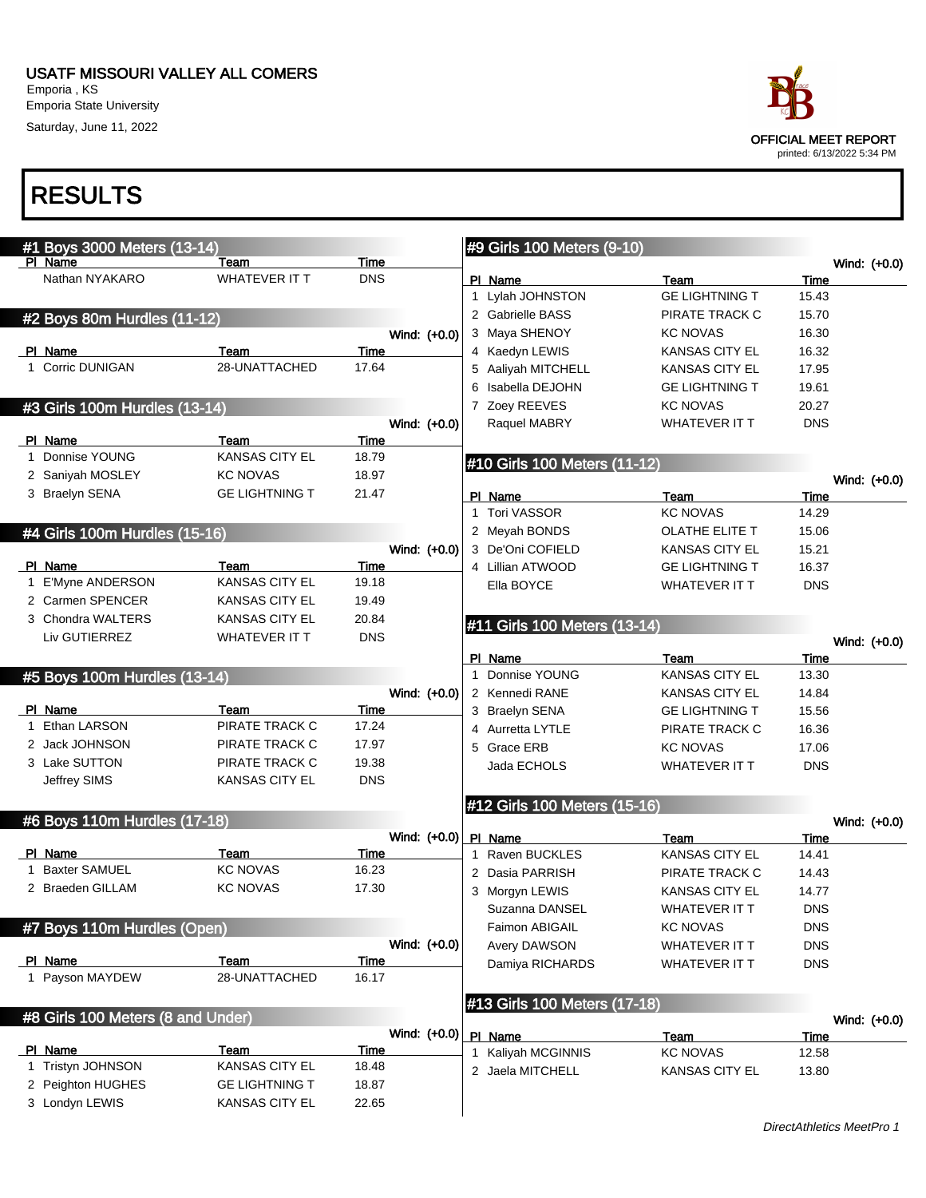USATF MISSOURI VALLEY ALL COMERS
Emporia , KS
Emporia State University
Saturday, June 11, 2022

OFFICIAL MEET REPORT
printed: 6/13/2022 5:34 PM

# RESULTS

## #1 Boys 3000 Meters (13-14)

| Pl | Name | Team | Time |
|---|---|---|---|
| | Nathan NYAKARO | WHATEVER IT T | DNS |

## #2 Boys 80m Hurdles (11-12)

Wind: (+0.0)

| Pl | Name | Team | Time |
|---|---|---|---|
| 1 | Corric DUNIGAN | 28-UNATTACHED | 17.64 |

## #3 Girls 100m Hurdles (13-14)

Wind: (+0.0)

| Pl | Name | Team | Time |
|---|---|---|---|
| 1 | Donnise YOUNG | KANSAS CITY EL | 18.79 |
| 2 | Saniyah MOSLEY | KC NOVAS | 18.97 |
| 3 | Braelyn SENA | GE LIGHTNING T | 21.47 |

## #4 Girls 100m Hurdles (15-16)

Wind: (+0.0)

| Pl | Name | Team | Time |
|---|---|---|---|
| 1 | E'Myne ANDERSON | KANSAS CITY EL | 19.18 |
| 2 | Carmen SPENCER | KANSAS CITY EL | 19.49 |
| 3 | Chondra WALTERS | KANSAS CITY EL | 20.84 |
| | Liv GUTIERREZ | WHATEVER IT T | DNS |

## #5 Boys 100m Hurdles (13-14)

Wind: (+0.0)

| Pl | Name | Team | Time |
|---|---|---|---|
| 1 | Ethan LARSON | PIRATE TRACK C | 17.24 |
| 2 | Jack JOHNSON | PIRATE TRACK C | 17.97 |
| 3 | Lake SUTTON | PIRATE TRACK C | 19.38 |
| | Jeffrey SIMS | KANSAS CITY EL | DNS |

## #6 Boys 110m Hurdles (17-18)

Wind: (+0.0)

| Pl | Name | Team | Time |
|---|---|---|---|
| 1 | Baxter SAMUEL | KC NOVAS | 16.23 |
| 2 | Braeden GILLAM | KC NOVAS | 17.30 |

## #7 Boys 110m Hurdles (Open)

Wind: (+0.0)

| Pl | Name | Team | Time |
|---|---|---|---|
| 1 | Payson MAYDEW | 28-UNATTACHED | 16.17 |

## #8 Girls 100 Meters (8 and Under)

Wind: (+0.0)

| Pl | Name | Team | Time |
|---|---|---|---|
| 1 | Tristyn JOHNSON | KANSAS CITY EL | 18.48 |
| 2 | Peighton HUGHES | GE LIGHTNING T | 18.87 |
| 3 | Londyn LEWIS | KANSAS CITY EL | 22.65 |

## #9 Girls 100 Meters (9-10)

Wind: (+0.0)

| Pl | Name | Team | Time |
|---|---|---|---|
| 1 | Lylah JOHNSTON | GE LIGHTNING T | 15.43 |
| 2 | Gabrielle BASS | PIRATE TRACK C | 15.70 |
| 3 | Maya SHENOY | KC NOVAS | 16.30 |
| 4 | Kaedyn LEWIS | KANSAS CITY EL | 16.32 |
| 5 | Aaliyah MITCHELL | KANSAS CITY EL | 17.95 |
| 6 | Isabella DEJOHN | GE LIGHTNING T | 19.61 |
| 7 | Zoey REEVES | KC NOVAS | 20.27 |
| | Raquel MABRY | WHATEVER IT T | DNS |

## #10 Girls 100 Meters (11-12)

Wind: (+0.0)

| Pl | Name | Team | Time |
|---|---|---|---|
| 1 | Tori VASSOR | KC NOVAS | 14.29 |
| 2 | Meyah BONDS | OLATHE ELITE T | 15.06 |
| 3 | De'Oni COFIELD | KANSAS CITY EL | 15.21 |
| 4 | Lillian ATWOOD | GE LIGHTNING T | 16.37 |
| | Ella BOYCE | WHATEVER IT T | DNS |

## #11 Girls 100 Meters (13-14)

Wind: (+0.0)

| Pl | Name | Team | Time |
|---|---|---|---|
| 1 | Donnise YOUNG | KANSAS CITY EL | 13.30 |
| 2 | Kennedi RANE | KANSAS CITY EL | 14.84 |
| 3 | Braelyn SENA | GE LIGHTNING T | 15.56 |
| 4 | Aurretta LYTLE | PIRATE TRACK C | 16.36 |
| 5 | Grace ERB | KC NOVAS | 17.06 |
| | Jada ECHOLS | WHATEVER IT T | DNS |

## #12 Girls 100 Meters (15-16)

Wind: (+0.0)

| Pl | Name | Team | Time |
|---|---|---|---|
| 1 | Raven BUCKLES | KANSAS CITY EL | 14.41 |
| 2 | Dasia PARRISH | PIRATE TRACK C | 14.43 |
| 3 | Morgyn LEWIS | KANSAS CITY EL | 14.77 |
| | Suzanna DANSEL | WHATEVER IT T | DNS |
| | Faimon ABIGAIL | KC NOVAS | DNS |
| | Avery DAWSON | WHATEVER IT T | DNS |
| | Damiya RICHARDS | WHATEVER IT T | DNS |

## #13 Girls 100 Meters (17-18)

Wind: (+0.0)

| Pl | Name | Team | Time |
|---|---|---|---|
| 1 | Kaliyah MCGINNIS | KC NOVAS | 12.58 |
| 2 | Jaela MITCHELL | KANSAS CITY EL | 13.80 |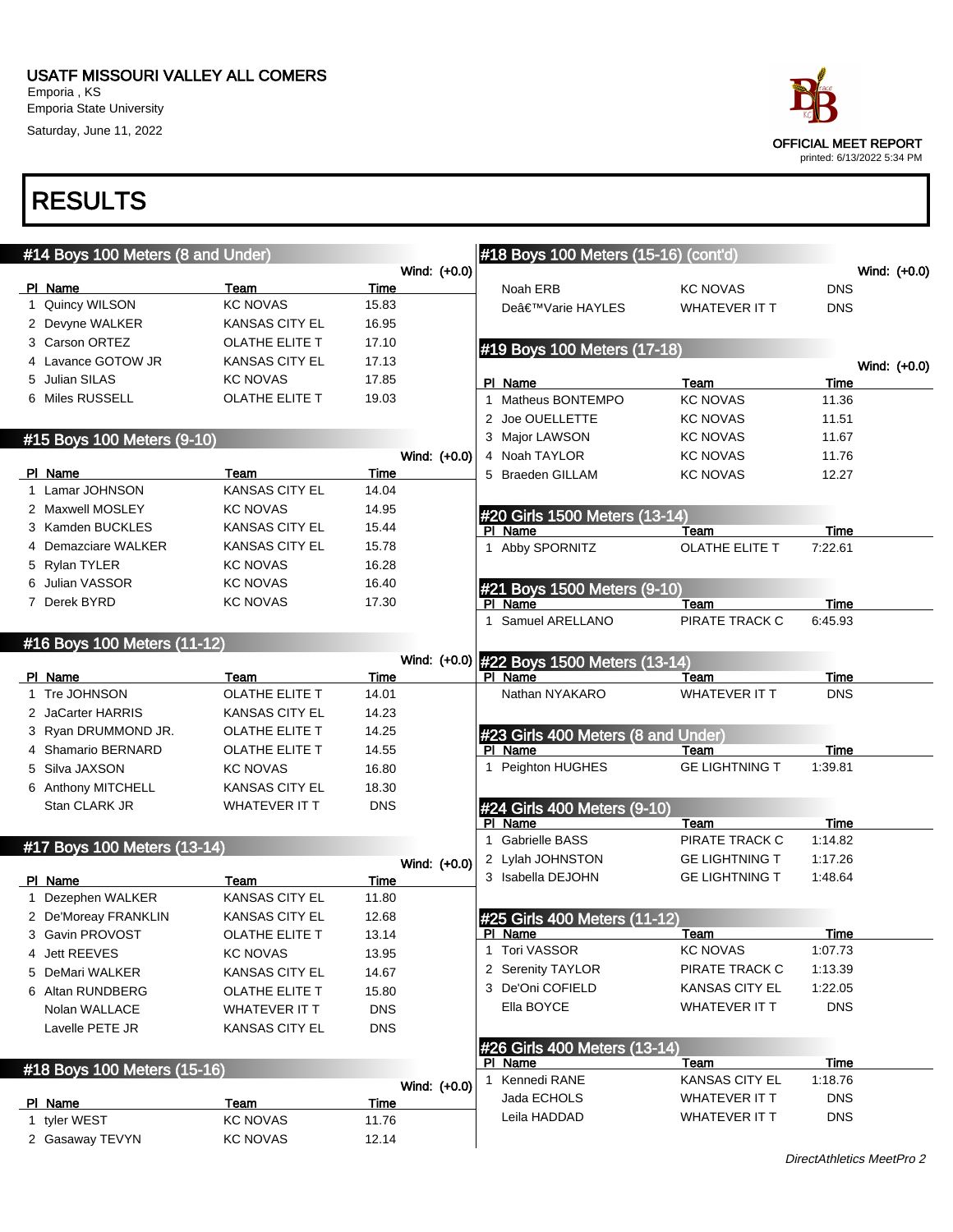# USATF MISSOURI VALLEY ALL COMERS

Emporia , KS
Emporia State University
Saturday, June 11, 2022

OFFICIAL MEET REPORT
printed: 6/13/2022 5:34 PM

# RESULTS

## #14 Boys 100 Meters (8 and Under)

Wind: (+0.0)

| Pl | Name | Team | Time |
|---|---|---|---|
| 1 | Quincy WILSON | KC NOVAS | 15.83 |
| 2 | Devyne WALKER | KANSAS CITY EL | 16.95 |
| 3 | Carson ORTEZ | OLATHE ELITE T | 17.10 |
| 4 | Lavance GOTOW JR | KANSAS CITY EL | 17.13 |
| 5 | Julian SILAS | KC NOVAS | 17.85 |
| 6 | Miles RUSSELL | OLATHE ELITE T | 19.03 |

## #15 Boys 100 Meters (9-10)

Wind: (+0.0)

| Pl | Name | Team | Time |
|---|---|---|---|
| 1 | Lamar JOHNSON | KANSAS CITY EL | 14.04 |
| 2 | Maxwell MOSLEY | KC NOVAS | 14.95 |
| 3 | Kamden BUCKLES | KANSAS CITY EL | 15.44 |
| 4 | Demazciare WALKER | KANSAS CITY EL | 15.78 |
| 5 | Rylan TYLER | KC NOVAS | 16.28 |
| 6 | Julian VASSOR | KC NOVAS | 16.40 |
| 7 | Derek BYRD | KC NOVAS | 17.30 |

## #16 Boys 100 Meters (11-12)

Wind: (+0.0)

| Pl | Name | Team | Time |
|---|---|---|---|
| 1 | Tre JOHNSON | OLATHE ELITE T | 14.01 |
| 2 | JaCarter HARRIS | KANSAS CITY EL | 14.23 |
| 3 | Ryan DRUMMOND JR. | OLATHE ELITE T | 14.25 |
| 4 | Shamario BERNARD | OLATHE ELITE T | 14.55 |
| 5 | Silva JAXSON | KC NOVAS | 16.80 |
| 6 | Anthony MITCHELL | KANSAS CITY EL | 18.30 |
| | Stan CLARK JR | WHATEVER IT T | DNS |

## #17 Boys 100 Meters (13-14)

Wind: (+0.0)

| Pl | Name | Team | Time |
|---|---|---|---|
| 1 | Dezephen WALKER | KANSAS CITY EL | 11.80 |
| 2 | De'Moreay FRANKLIN | KANSAS CITY EL | 12.68 |
| 3 | Gavin PROVOST | OLATHE ELITE T | 13.14 |
| 4 | Jett REEVES | KC NOVAS | 13.95 |
| 5 | DeMari WALKER | KANSAS CITY EL | 14.67 |
| 6 | Altan RUNDBERG | OLATHE ELITE T | 15.80 |
| | Nolan WALLACE | WHATEVER IT T | DNS |
| | Lavelle PETE JR | KANSAS CITY EL | DNS |

## #18 Boys 100 Meters (15-16)

Wind: (+0.0)

| Pl | Name | Team | Time |
|---|---|---|---|
| 1 | tyler WEST | KC NOVAS | 11.76 |
| 2 | Gasaway TEVYN | KC NOVAS | 12.14 |
| | Noah ERB | KC NOVAS | DNS |
| | Deâ€™Varie HAYLES | WHATEVER IT T | DNS |

## #19 Boys 100 Meters (17-18)

Wind: (+0.0)

| Pl | Name | Team | Time |
|---|---|---|---|
| 1 | Matheus BONTEMPO | KC NOVAS | 11.36 |
| 2 | Joe OUELLETTE | KC NOVAS | 11.51 |
| 3 | Major LAWSON | KC NOVAS | 11.67 |
| 4 | Noah TAYLOR | KC NOVAS | 11.76 |
| 5 | Braeden GILLAM | KC NOVAS | 12.27 |

## #20 Girls 1500 Meters (13-14)

| Pl | Name | Team | Time |
|---|---|---|---|
| 1 | Abby SPORNITZ | OLATHE ELITE T | 7:22.61 |

## #21 Boys 1500 Meters (9-10)

| Pl | Name | Team | Time |
|---|---|---|---|
| 1 | Samuel ARELLANO | PIRATE TRACK C | 6:45.93 |

## #22 Boys 1500 Meters (13-14)

| Pl | Name | Team | Time |
|---|---|---|---|
| | Nathan NYAKARO | WHATEVER IT T | DNS |

## #23 Girls 400 Meters (8 and Under)

| Pl | Name | Team | Time |
|---|---|---|---|
| 1 | Peighton HUGHES | GE LIGHTNING T | 1:39.81 |

## #24 Girls 400 Meters (9-10)

| Pl | Name | Team | Time |
|---|---|---|---|
| 1 | Gabrielle BASS | PIRATE TRACK C | 1:14.82 |
| 2 | Lylah JOHNSTON | GE LIGHTNING T | 1:17.26 |
| 3 | Isabella DEJOHN | GE LIGHTNING T | 1:48.64 |

## #25 Girls 400 Meters (11-12)

| Pl | Name | Team | Time |
|---|---|---|---|
| 1 | Tori VASSOR | KC NOVAS | 1:07.73 |
| 2 | Serenity TAYLOR | PIRATE TRACK C | 1:13.39 |
| 3 | De'Oni COFIELD | KANSAS CITY EL | 1:22.05 |
| | Ella BOYCE | WHATEVER IT T | DNS |

## #26 Girls 400 Meters (13-14)

| Pl | Name | Team | Time |
|---|---|---|---|
| 1 | Kennedi RANE | KANSAS CITY EL | 1:18.76 |
| | Jada ECHOLS | WHATEVER IT T | DNS |
| | Leila HADDAD | WHATEVER IT T | DNS |

*DirectAthletics MeetPro 2*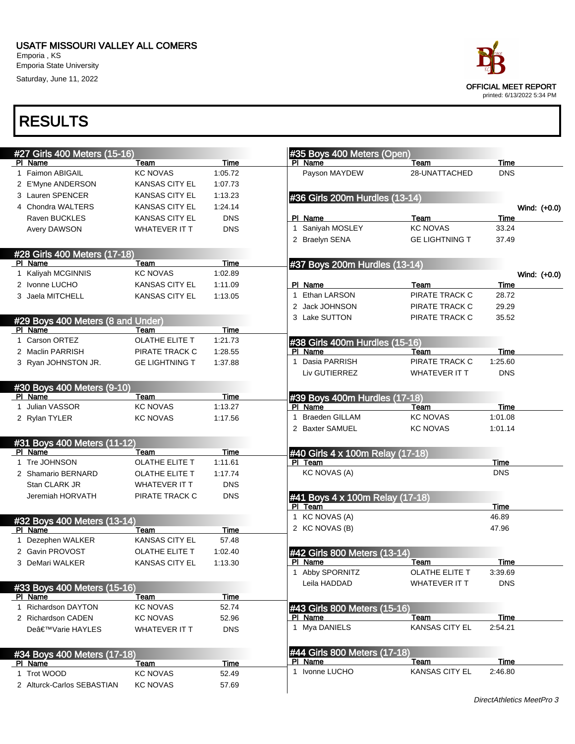USATF MISSOURI VALLEY ALL COMERS
Emporia , KS
Emporia State University
Saturday, June 11, 2022

OFFICIAL MEET REPORT
printed: 6/13/2022 5:34 PM

# RESULTS

## #27 Girls 400 Meters (15-16)

| Pl | Name | Team | Time |
|---|---|---|---|
| 1 | Faimon ABIGAIL | KC NOVAS | 1:05.72 |
| 2 | E'Myne ANDERSON | KANSAS CITY EL | 1:07.73 |
| 3 | Lauren SPENCER | KANSAS CITY EL | 1:13.23 |
| 4 | Chondra WALTERS | KANSAS CITY EL | 1:24.14 |
| | Raven BUCKLES | KANSAS CITY EL | DNS |
| | Avery DAWSON | WHATEVER IT T | DNS |

## #28 Girls 400 Meters (17-18)

| Pl | Name | Team | Time |
|---|---|---|---|
| 1 | Kaliyah MCGINNIS | KC NOVAS | 1:02.89 |
| 2 | Ivonne LUCHO | KANSAS CITY EL | 1:11.09 |
| 3 | Jaela MITCHELL | KANSAS CITY EL | 1:13.05 |

## #29 Boys 400 Meters (8 and Under)

| Pl | Name | Team | Time |
|---|---|---|---|
| 1 | Carson ORTEZ | OLATHE ELITE T | 1:21.73 |
| 2 | Maclin PARRISH | PIRATE TRACK C | 1:28.55 |
| 3 | Ryan JOHNSTON JR. | GE LIGHTNING T | 1:37.88 |

## #30 Boys 400 Meters (9-10)

| Pl | Name | Team | Time |
|---|---|---|---|
| 1 | Julian VASSOR | KC NOVAS | 1:13.27 |
| 2 | Rylan TYLER | KC NOVAS | 1:17.56 |

## #31 Boys 400 Meters (11-12)

| Pl | Name | Team | Time |
|---|---|---|---|
| 1 | Tre JOHNSON | OLATHE ELITE T | 1:11.61 |
| 2 | Shamario BERNARD | OLATHE ELITE T | 1:17.74 |
| | Stan CLARK JR | WHATEVER IT T | DNS |
| | Jeremiah HORVATH | PIRATE TRACK C | DNS |

## #32 Boys 400 Meters (13-14)

| Pl | Name | Team | Time |
|---|---|---|---|
| 1 | Dezephen WALKER | KANSAS CITY EL | 57.48 |
| 2 | Gavin PROVOST | OLATHE ELITE T | 1:02.40 |
| 3 | DeMari WALKER | KANSAS CITY EL | 1:13.30 |

## #33 Boys 400 Meters (15-16)

| Pl | Name | Team | Time |
|---|---|---|---|
| 1 | Richardson DAYTON | KC NOVAS | 52.74 |
| 2 | Richardson CADEN | KC NOVAS | 52.96 |
| | Deâ€™Varie HAYLES | WHATEVER IT T | DNS |

## #34 Boys 400 Meters (17-18)

| Pl | Name | Team | Time |
|---|---|---|---|
| 1 | Trot WOOD | KC NOVAS | 52.49 |
| 2 | Alturck-Carlos SEBASTIAN | KC NOVAS | 57.69 |

## #35 Boys 400 Meters (Open)

| Pl | Name | Team | Time |
|---|---|---|---|
| | Payson MAYDEW | 28-UNATTACHED | DNS |

## #36 Girls 200m Hurdles (13-14)

Wind: (+0.0)

| Pl | Name | Team | Time |
|---|---|---|---|
| 1 | Saniyah MOSLEY | KC NOVAS | 33.24 |
| 2 | Braelyn SENA | GE LIGHTNING T | 37.49 |

## #37 Boys 200m Hurdles (13-14)

Wind: (+0.0)

| Pl | Name | Team | Time |
|---|---|---|---|
| 1 | Ethan LARSON | PIRATE TRACK C | 28.72 |
| 2 | Jack JOHNSON | PIRATE TRACK C | 29.29 |
| 3 | Lake SUTTON | PIRATE TRACK C | 35.52 |

## #38 Girls 400m Hurdles (15-16)

| Pl | Name | Team | Time |
|---|---|---|---|
| 1 | Dasia PARRISH | PIRATE TRACK C | 1:25.60 |
| | Liv GUTIERREZ | WHATEVER IT T | DNS |

## #39 Boys 400m Hurdles (17-18)

| Pl | Name | Team | Time |
|---|---|---|---|
| 1 | Braeden GILLAM | KC NOVAS | 1:01.08 |
| 2 | Baxter SAMUEL | KC NOVAS | 1:01.14 |

## #40 Girls 4 x 100m Relay (17-18)

| Pl | Team | Time |
|---|---|---|
| | KC NOVAS (A) | DNS |

## #41 Boys 4 x 100m Relay (17-18)

| Pl | Team | Time |
|---|---|---|
| 1 | KC NOVAS (A) | 46.89 |
| 2 | KC NOVAS (B) | 47.96 |

## #42 Girls 800 Meters (13-14)

| Pl | Name | Team | Time |
|---|---|---|---|
| 1 | Abby SPORNITZ | OLATHE ELITE T | 3:39.69 |
| | Leila HADDAD | WHATEVER IT T | DNS |

## #43 Girls 800 Meters (15-16)

| Pl | Name | Team | Time |
|---|---|---|---|
| 1 | Mya DANIELS | KANSAS CITY EL | 2:54.21 |

## #44 Girls 800 Meters (17-18)

| Pl | Name | Team | Time |
|---|---|---|---|
| 1 | Ivonne LUCHO | KANSAS CITY EL | 2:46.80 |

*DirectAthletics MeetPro 3*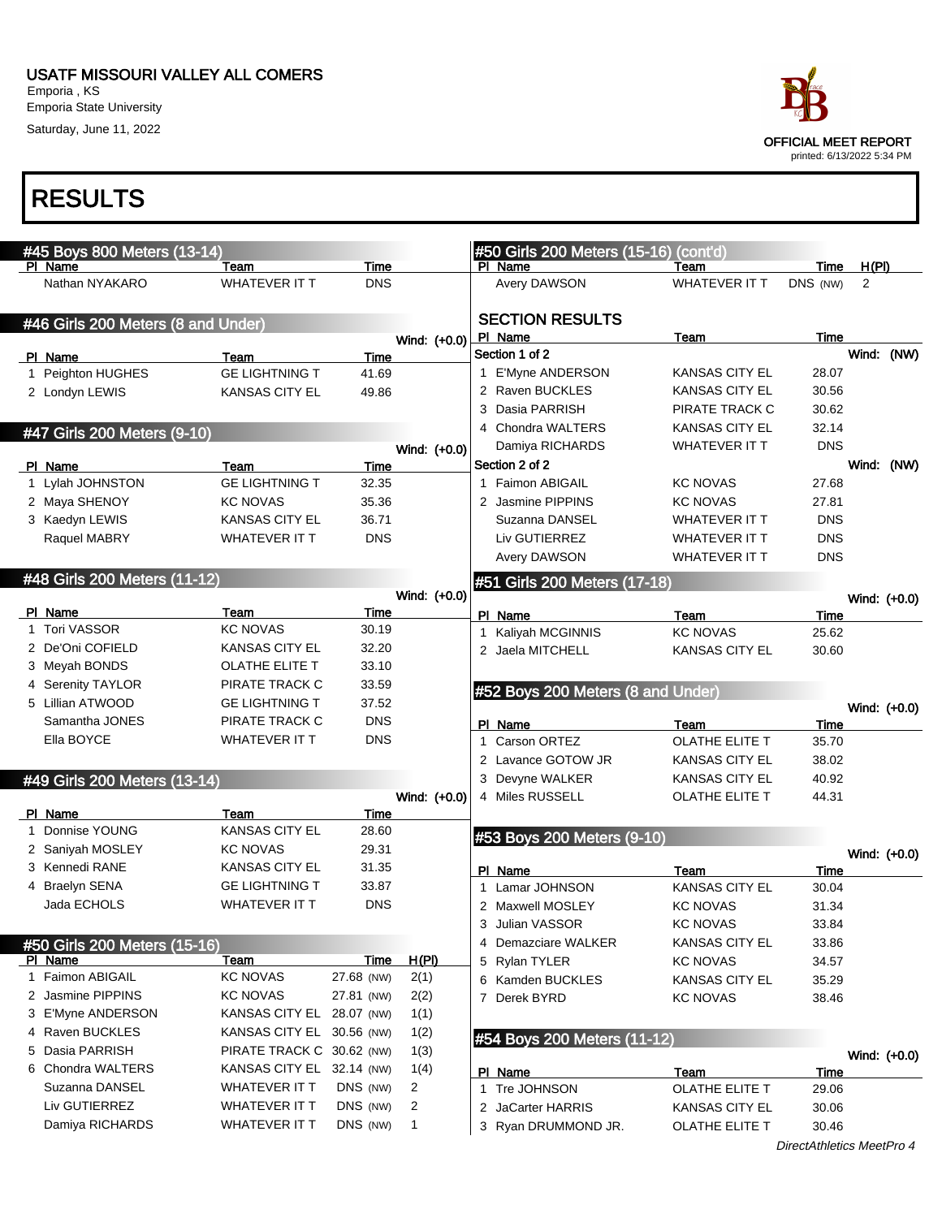USATF MISSOURI VALLEY ALL COMERS
Emporia , KS
Emporia State University
Saturday, June 11, 2022

OFFICIAL MEET REPORT
printed: 6/13/2022 5:34 PM

# RESULTS

## #45 Boys 800 Meters (13-14)

| Pl | Name | Team | Time |
|---|---|---|---|
| | Nathan NYAKARO | WHATEVER IT T | DNS |

## #46 Girls 200 Meters (8 and Under)

Wind: (+0.0)

| Pl | Name | Team | Time |
|---|---|---|---|
| 1 | Peighton HUGHES | GE LIGHTNING T | 41.69 |
| 2 | Londyn LEWIS | KANSAS CITY EL | 49.86 |

## #47 Girls 200 Meters (9-10)

Wind: (+0.0)

| Pl | Name | Team | Time |
|---|---|---|---|
| 1 | Lylah JOHNSTON | GE LIGHTNING T | 32.35 |
| 2 | Maya SHENOY | KC NOVAS | 35.36 |
| 3 | Kaedyn LEWIS | KANSAS CITY EL | 36.71 |
| | Raquel MABRY | WHATEVER IT T | DNS |

## #48 Girls 200 Meters (11-12)

Wind: (+0.0)

| Pl | Name | Team | Time |
|---|---|---|---|
| 1 | Tori VASSOR | KC NOVAS | 30.19 |
| 2 | De'Oni COFIELD | KANSAS CITY EL | 32.20 |
| 3 | Meyah BONDS | OLATHE ELITE T | 33.10 |
| 4 | Serenity TAYLOR | PIRATE TRACK C | 33.59 |
| 5 | Lillian ATWOOD | GE LIGHTNING T | 37.52 |
| | Samantha JONES | PIRATE TRACK C | DNS |
| | Ella BOYCE | WHATEVER IT T | DNS |

## #49 Girls 200 Meters (13-14)

Wind: (+0.0)

| Pl | Name | Team | Time |
|---|---|---|---|
| 1 | Donnise YOUNG | KANSAS CITY EL | 28.60 |
| 2 | Saniyah MOSLEY | KC NOVAS | 29.31 |
| 3 | Kennedi RANE | KANSAS CITY EL | 31.35 |
| 4 | Braelyn SENA | GE LIGHTNING T | 33.87 |
| | Jada ECHOLS | WHATEVER IT T | DNS |

## #50 Girls 200 Meters (15-16)

| Pl | Name | Team | Time | H(Pl) |
|---|---|---|---|---|
| 1 | Faimon ABIGAIL | KC NOVAS | 27.68 (NW) | 2(1) |
| 2 | Jasmine PIPPINS | KC NOVAS | 27.81 (NW) | 2(2) |
| 3 | E'Myne ANDERSON | KANSAS CITY EL | 28.07 (NW) | 1(1) |
| 4 | Raven BUCKLES | KANSAS CITY EL | 30.56 (NW) | 1(2) |
| 5 | Dasia PARRISH | PIRATE TRACK C | 30.62 (NW) | 1(3) |
| 6 | Chondra WALTERS | KANSAS CITY EL | 32.14 (NW) | 1(4) |
| | Suzanna DANSEL | WHATEVER IT T | DNS (NW) | 2 |
| | Liv GUTIERREZ | WHATEVER IT T | DNS (NW) | 2 |
| | Damiya RICHARDS | WHATEVER IT T | DNS (NW) | 1 |
| | Avery DAWSON | WHATEVER IT T | DNS (NW) | 2 |

### SECTION RESULTS

**Section 1 of 2** — Wind: (NW)

| Pl | Name | Team | Time |
|---|---|---|---|
| 1 | E'Myne ANDERSON | KANSAS CITY EL | 28.07 |
| 2 | Raven BUCKLES | KANSAS CITY EL | 30.56 |
| 3 | Dasia PARRISH | PIRATE TRACK C | 30.62 |
| 4 | Chondra WALTERS | KANSAS CITY EL | 32.14 |
| | Damiya RICHARDS | WHATEVER IT T | DNS |

**Section 2 of 2** — Wind: (NW)

| Pl | Name | Team | Time |
|---|---|---|---|
| 1 | Faimon ABIGAIL | KC NOVAS | 27.68 |
| 2 | Jasmine PIPPINS | KC NOVAS | 27.81 |
| | Suzanna DANSEL | WHATEVER IT T | DNS |
| | Liv GUTIERREZ | WHATEVER IT T | DNS |
| | Avery DAWSON | WHATEVER IT T | DNS |

## #51 Girls 200 Meters (17-18)

Wind: (+0.0)

| Pl | Name | Team | Time |
|---|---|---|---|
| 1 | Kaliyah MCGINNIS | KC NOVAS | 25.62 |
| 2 | Jaela MITCHELL | KANSAS CITY EL | 30.60 |

## #52 Boys 200 Meters (8 and Under)

Wind: (+0.0)

| Pl | Name | Team | Time |
|---|---|---|---|
| 1 | Carson ORTEZ | OLATHE ELITE T | 35.70 |
| 2 | Lavance GOTOW JR | KANSAS CITY EL | 38.02 |
| 3 | Devyne WALKER | KANSAS CITY EL | 40.92 |
| 4 | Miles RUSSELL | OLATHE ELITE T | 44.31 |

## #53 Boys 200 Meters (9-10)

Wind: (+0.0)

| Pl | Name | Team | Time |
|---|---|---|---|
| 1 | Lamar JOHNSON | KANSAS CITY EL | 30.04 |
| 2 | Maxwell MOSLEY | KC NOVAS | 31.34 |
| 3 | Julian VASSOR | KC NOVAS | 33.84 |
| 4 | Demazciare WALKER | KANSAS CITY EL | 33.86 |
| 5 | Rylan TYLER | KC NOVAS | 34.57 |
| 6 | Kamden BUCKLES | KANSAS CITY EL | 35.29 |
| 7 | Derek BYRD | KC NOVAS | 38.46 |

## #54 Boys 200 Meters (11-12)

Wind: (+0.0)

| Pl | Name | Team | Time |
|---|---|---|---|
| 1 | Tre JOHNSON | OLATHE ELITE T | 29.06 |
| 2 | JaCarter HARRIS | KANSAS CITY EL | 30.06 |
| 3 | Ryan DRUMMOND JR. | OLATHE ELITE T | 30.46 |

*DirectAthletics MeetPro 4*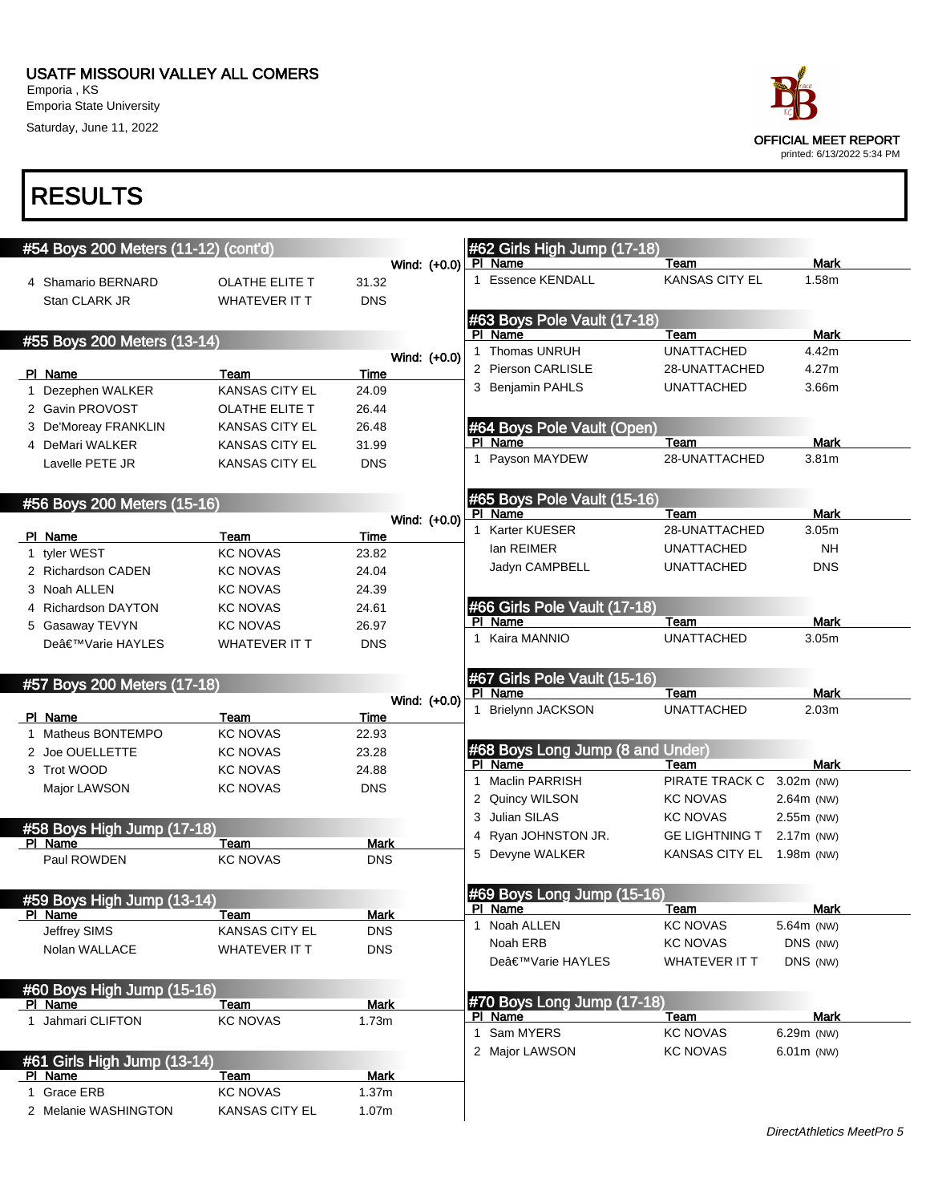USATF MISSOURI VALLEY ALL COMERS
Emporia , KS
Emporia State University
Saturday, June 11, 2022

OFFICIAL MEET REPORT
printed: 6/13/2022 5:34 PM

# RESULTS

## #54 Boys 200 Meters (11-12) (cont'd)

Wind: (+0.0)

| Pl | Name | Team | Time |
|---|---|---|---|
| 4 | Shamario BERNARD | OLATHE ELITE T | 31.32 |
| | Stan CLARK JR | WHATEVER IT T | DNS |

## #55 Boys 200 Meters (13-14)

Wind: (+0.0)

| Pl | Name | Team | Time |
|---|---|---|---|
| 1 | Dezephen WALKER | KANSAS CITY EL | 24.09 |
| 2 | Gavin PROVOST | OLATHE ELITE T | 26.44 |
| 3 | De'Moreay FRANKLIN | KANSAS CITY EL | 26.48 |
| 4 | DeMari WALKER | KANSAS CITY EL | 31.99 |
| | Lavelle PETE JR | KANSAS CITY EL | DNS |

## #56 Boys 200 Meters (15-16)

Wind: (+0.0)

| Pl | Name | Team | Time |
|---|---|---|---|
| 1 | tyler WEST | KC NOVAS | 23.82 |
| 2 | Richardson CADEN | KC NOVAS | 24.04 |
| 3 | Noah ALLEN | KC NOVAS | 24.39 |
| 4 | Richardson DAYTON | KC NOVAS | 24.61 |
| 5 | Gasaway TEVYN | KC NOVAS | 26.97 |
| | Deâ€™Varie HAYLES | WHATEVER IT T | DNS |

## #57 Boys 200 Meters (17-18)

Wind: (+0.0)

| Pl | Name | Team | Time |
|---|---|---|---|
| 1 | Matheus BONTEMPO | KC NOVAS | 22.93 |
| 2 | Joe OUELLETTE | KC NOVAS | 23.28 |
| 3 | Trot WOOD | KC NOVAS | 24.88 |
| | Major LAWSON | KC NOVAS | DNS |

## #58 Boys High Jump (17-18)

| Pl | Name | Team | Mark |
|---|---|---|---|
| | Paul ROWDEN | KC NOVAS | DNS |

## #59 Boys High Jump (13-14)

| Pl | Name | Team | Mark |
|---|---|---|---|
| | Jeffrey SIMS | KANSAS CITY EL | DNS |
| | Nolan WALLACE | WHATEVER IT T | DNS |

## #60 Boys High Jump (15-16)

| Pl | Name | Team | Mark |
|---|---|---|---|
| 1 | Jahmari CLIFTON | KC NOVAS | 1.73m |

## #61 Girls High Jump (13-14)

| Pl | Name | Team | Mark |
|---|---|---|---|
| 1 | Grace ERB | KC NOVAS | 1.37m |
| 2 | Melanie WASHINGTON | KANSAS CITY EL | 1.07m |

## #62 Girls High Jump (17-18)

| Pl | Name | Team | Mark |
|---|---|---|---|
| 1 | Essence KENDALL | KANSAS CITY EL | 1.58m |

## #63 Boys Pole Vault (17-18)

| Pl | Name | Team | Mark |
|---|---|---|---|
| 1 | Thomas UNRUH | UNATTACHED | 4.42m |
| 2 | Pierson CARLISLE | 28-UNATTACHED | 4.27m |
| 3 | Benjamin PAHLS | UNATTACHED | 3.66m |

## #64 Boys Pole Vault (Open)

| Pl | Name | Team | Mark |
|---|---|---|---|
| 1 | Payson MAYDEW | 28-UNATTACHED | 3.81m |

## #65 Boys Pole Vault (15-16)

| Pl | Name | Team | Mark |
|---|---|---|---|
| 1 | Karter KUESER | 28-UNATTACHED | 3.05m |
| | Ian REIMER | UNATTACHED | NH |
| | Jadyn CAMPBELL | UNATTACHED | DNS |

## #66 Girls Pole Vault (17-18)

| Pl | Name | Team | Mark |
|---|---|---|---|
| 1 | Kaira MANNIO | UNATTACHED | 3.05m |

## #67 Girls Pole Vault (15-16)

| Pl | Name | Team | Mark |
|---|---|---|---|
| 1 | Brielynn JACKSON | UNATTACHED | 2.03m |

## #68 Boys Long Jump (8 and Under)

| Pl | Name | Team | Mark |
|---|---|---|---|
| 1 | Maclin PARRISH | PIRATE TRACK C | 3.02m (NW) |
| 2 | Quincy WILSON | KC NOVAS | 2.64m (NW) |
| 3 | Julian SILAS | KC NOVAS | 2.55m (NW) |
| 4 | Ryan JOHNSTON JR. | GE LIGHTNING T | 2.17m (NW) |
| 5 | Devyne WALKER | KANSAS CITY EL | 1.98m (NW) |

## #69 Boys Long Jump (15-16)

| Pl | Name | Team | Mark |
|---|---|---|---|
| 1 | Noah ALLEN | KC NOVAS | 5.64m (NW) |
| | Noah ERB | KC NOVAS | DNS (NW) |
| | Deâ€™Varie HAYLES | WHATEVER IT T | DNS (NW) |

## #70 Boys Long Jump (17-18)

| Pl | Name | Team | Mark |
|---|---|---|---|
| 1 | Sam MYERS | KC NOVAS | 6.29m (NW) |
| 2 | Major LAWSON | KC NOVAS | 6.01m (NW) |

*DirectAthletics MeetPro 5*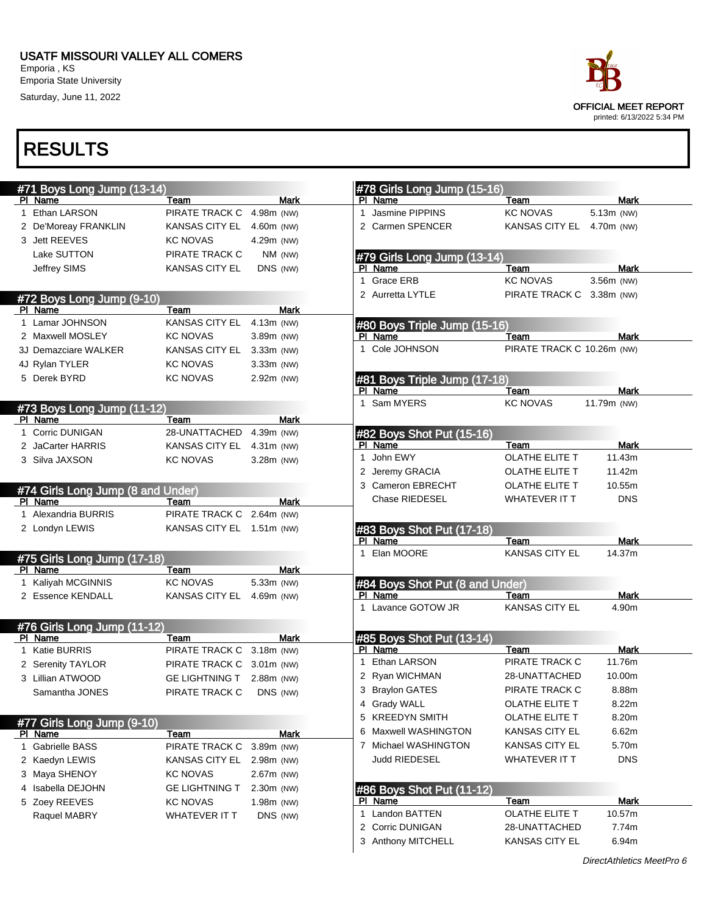USATF MISSOURI VALLEY ALL COMERS
Emporia , KS
Emporia State University
Saturday, June 11, 2022

OFFICIAL MEET REPORT
printed: 6/13/2022 5:34 PM

# RESULTS

## #71 Boys Long Jump (13-14)

| Pl | Name | Team | Mark |
|---|---|---|---|
| 1 | Ethan LARSON | PIRATE TRACK C | 4.98m (NW) |
| 2 | De'Moreay FRANKLIN | KANSAS CITY EL | 4.60m (NW) |
| 3 | Jett REEVES | KC NOVAS | 4.29m (NW) |
| | Lake SUTTON | PIRATE TRACK C | NM (NW) |
| | Jeffrey SIMS | KANSAS CITY EL | DNS (NW) |

## #72 Boys Long Jump (9-10)

| Pl | Name | Team | Mark |
|---|---|---|---|
| 1 | Lamar JOHNSON | KANSAS CITY EL | 4.13m (NW) |
| 2 | Maxwell MOSLEY | KC NOVAS | 3.89m (NW) |
| 3J | Demazciare WALKER | KANSAS CITY EL | 3.33m (NW) |
| 4J | Rylan TYLER | KC NOVAS | 3.33m (NW) |
| 5 | Derek BYRD | KC NOVAS | 2.92m (NW) |

## #73 Boys Long Jump (11-12)

| Pl | Name | Team | Mark |
|---|---|---|---|
| 1 | Corric DUNIGAN | 28-UNATTACHED | 4.39m (NW) |
| 2 | JaCarter HARRIS | KANSAS CITY EL | 4.31m (NW) |
| 3 | Silva JAXSON | KC NOVAS | 3.28m (NW) |

## #74 Girls Long Jump (8 and Under)

| Pl | Name | Team | Mark |
|---|---|---|---|
| 1 | Alexandria BURRIS | PIRATE TRACK C | 2.64m (NW) |
| 2 | Londyn LEWIS | KANSAS CITY EL | 1.51m (NW) |

## #75 Girls Long Jump (17-18)

| Pl | Name | Team | Mark |
|---|---|---|---|
| 1 | Kaliyah MCGINNIS | KC NOVAS | 5.33m (NW) |
| 2 | Essence KENDALL | KANSAS CITY EL | 4.69m (NW) |

## #76 Girls Long Jump (11-12)

| Pl | Name | Team | Mark |
|---|---|---|---|
| 1 | Katie BURRIS | PIRATE TRACK C | 3.18m (NW) |
| 2 | Serenity TAYLOR | PIRATE TRACK C | 3.01m (NW) |
| 3 | Lillian ATWOOD | GE LIGHTNING T | 2.88m (NW) |
| | Samantha JONES | PIRATE TRACK C | DNS (NW) |

## #77 Girls Long Jump (9-10)

| Pl | Name | Team | Mark |
|---|---|---|---|
| 1 | Gabrielle BASS | PIRATE TRACK C | 3.89m (NW) |
| 2 | Kaedyn LEWIS | KANSAS CITY EL | 2.98m (NW) |
| 3 | Maya SHENOY | KC NOVAS | 2.67m (NW) |
| 4 | Isabella DEJOHN | GE LIGHTNING T | 2.30m (NW) |
| 5 | Zoey REEVES | KC NOVAS | 1.98m (NW) |
| | Raquel MABRY | WHATEVER IT T | DNS (NW) |

## #78 Girls Long Jump (15-16)

| Pl | Name | Team | Mark |
|---|---|---|---|
| 1 | Jasmine PIPPINS | KC NOVAS | 5.13m (NW) |
| 2 | Carmen SPENCER | KANSAS CITY EL | 4.70m (NW) |

## #79 Girls Long Jump (13-14)

| Pl | Name | Team | Mark |
|---|---|---|---|
| 1 | Grace ERB | KC NOVAS | 3.56m (NW) |
| 2 | Aurretta LYTLE | PIRATE TRACK C | 3.38m (NW) |

## #80 Boys Triple Jump (15-16)

| Pl | Name | Team | Mark |
|---|---|---|---|
| 1 | Cole JOHNSON | PIRATE TRACK C | 10.26m (NW) |

## #81 Boys Triple Jump (17-18)

| Pl | Name | Team | Mark |
|---|---|---|---|
| 1 | Sam MYERS | KC NOVAS | 11.79m (NW) |

## #82 Boys Shot Put (15-16)

| Pl | Name | Team | Mark |
|---|---|---|---|
| 1 | John EWY | OLATHE ELITE T | 11.43m |
| 2 | Jeremy GRACIA | OLATHE ELITE T | 11.42m |
| 3 | Cameron EBRECHT | OLATHE ELITE T | 10.55m |
| | Chase RIEDESEL | WHATEVER IT T | DNS |

## #83 Boys Shot Put (17-18)

| Pl | Name | Team | Mark |
|---|---|---|---|
| 1 | Elan MOORE | KANSAS CITY EL | 14.37m |

## #84 Boys Shot Put (8 and Under)

| Pl | Name | Team | Mark |
|---|---|---|---|
| 1 | Lavance GOTOW JR | KANSAS CITY EL | 4.90m |

## #85 Boys Shot Put (13-14)

| Pl | Name | Team | Mark |
|---|---|---|---|
| 1 | Ethan LARSON | PIRATE TRACK C | 11.76m |
| 2 | Ryan WICHMAN | 28-UNATTACHED | 10.00m |
| 3 | Braylon GATES | PIRATE TRACK C | 8.88m |
| 4 | Grady WALL | OLATHE ELITE T | 8.22m |
| 5 | KREEDYN SMITH | OLATHE ELITE T | 8.20m |
| 6 | Maxwell WASHINGTON | KANSAS CITY EL | 6.62m |
| 7 | Michael WASHINGTON | KANSAS CITY EL | 5.70m |
| | Judd RIEDESEL | WHATEVER IT T | DNS |

## #86 Boys Shot Put (11-12)

| Pl | Name | Team | Mark |
|---|---|---|---|
| 1 | Landon BATTEN | OLATHE ELITE T | 10.57m |
| 2 | Corric DUNIGAN | 28-UNATTACHED | 7.74m |
| 3 | Anthony MITCHELL | KANSAS CITY EL | 6.94m |

DirectAthletics MeetPro 6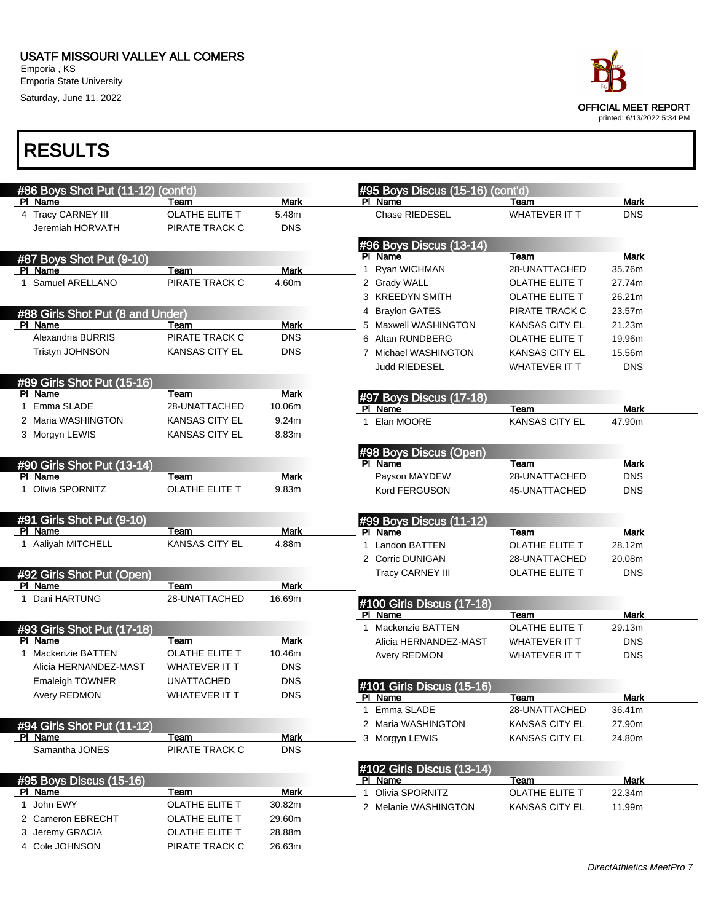USATF MISSOURI VALLEY ALL COMERS
Emporia , KS
Emporia State University
Saturday, June 11, 2022

OFFICIAL MEET REPORT
printed: 6/13/2022 5:34 PM

# RESULTS

### #86 Boys Shot Put (11-12) (cont'd)

| Pl | Name | Team | Mark |
|---|---|---|---|
| 4 | Tracy CARNEY III | OLATHE ELITE T | 5.48m |
| | Jeremiah HORVATH | PIRATE TRACK C | DNS |

### #87 Boys Shot Put (9-10)

| Pl | Name | Team | Mark |
|---|---|---|---|
| 1 | Samuel ARELLANO | PIRATE TRACK C | 4.60m |

### #88 Girls Shot Put (8 and Under)

| Pl | Name | Team | Mark |
|---|---|---|---|
| | Alexandria BURRIS | PIRATE TRACK C | DNS |
| | Tristyn JOHNSON | KANSAS CITY EL | DNS |

### #89 Girls Shot Put (15-16)

| Pl | Name | Team | Mark |
|---|---|---|---|
| 1 | Emma SLADE | 28-UNATTACHED | 10.06m |
| 2 | Maria WASHINGTON | KANSAS CITY EL | 9.24m |
| 3 | Morgyn LEWIS | KANSAS CITY EL | 8.83m |

### #90 Girls Shot Put (13-14)

| Pl | Name | Team | Mark |
|---|---|---|---|
| 1 | Olivia SPORNITZ | OLATHE ELITE T | 9.83m |

### #91 Girls Shot Put (9-10)

| Pl | Name | Team | Mark |
|---|---|---|---|
| 1 | Aaliyah MITCHELL | KANSAS CITY EL | 4.88m |

### #92 Girls Shot Put (Open)

| Pl | Name | Team | Mark |
|---|---|---|---|
| 1 | Dani HARTUNG | 28-UNATTACHED | 16.69m |

### #93 Girls Shot Put (17-18)

| Pl | Name | Team | Mark |
|---|---|---|---|
| 1 | Mackenzie BATTEN | OLATHE ELITE T | 10.46m |
| | Alicia HERNANDEZ-MAST | WHATEVER IT T | DNS |
| | Emaleigh TOWNER | UNATTACHED | DNS |
| | Avery REDMON | WHATEVER IT T | DNS |

### #94 Girls Shot Put (11-12)

| Pl | Name | Team | Mark |
|---|---|---|---|
| | Samantha JONES | PIRATE TRACK C | DNS |

### #95 Boys Discus (15-16)

| Pl | Name | Team | Mark |
|---|---|---|---|
| 1 | John EWY | OLATHE ELITE T | 30.82m |
| 2 | Cameron EBRECHT | OLATHE ELITE T | 29.60m |
| 3 | Jeremy GRACIA | OLATHE ELITE T | 28.88m |
| 4 | Cole JOHNSON | PIRATE TRACK C | 26.63m |
| | Chase RIEDESEL | WHATEVER IT T | DNS |

### #96 Boys Discus (13-14)

| Pl | Name | Team | Mark |
|---|---|---|---|
| 1 | Ryan WICHMAN | 28-UNATTACHED | 35.76m |
| 2 | Grady WALL | OLATHE ELITE T | 27.74m |
| 3 | KREEDYN SMITH | OLATHE ELITE T | 26.21m |
| 4 | Braylon GATES | PIRATE TRACK C | 23.57m |
| 5 | Maxwell WASHINGTON | KANSAS CITY EL | 21.23m |
| 6 | Altan RUNDBERG | OLATHE ELITE T | 19.96m |
| 7 | Michael WASHINGTON | KANSAS CITY EL | 15.56m |
| | Judd RIEDESEL | WHATEVER IT T | DNS |

### #97 Boys Discus (17-18)

| Pl | Name | Team | Mark |
|---|---|---|---|
| 1 | Elan MOORE | KANSAS CITY EL | 47.90m |

### #98 Boys Discus (Open)

| Pl | Name | Team | Mark |
|---|---|---|---|
| | Payson MAYDEW | 28-UNATTACHED | DNS |
| | Kord FERGUSON | 45-UNATTACHED | DNS |

### #99 Boys Discus (11-12)

| Pl | Name | Team | Mark |
|---|---|---|---|
| 1 | Landon BATTEN | OLATHE ELITE T | 28.12m |
| 2 | Corric DUNIGAN | 28-UNATTACHED | 20.08m |
| | Tracy CARNEY III | OLATHE ELITE T | DNS |

### #100 Girls Discus (17-18)

| Pl | Name | Team | Mark |
|---|---|---|---|
| 1 | Mackenzie BATTEN | OLATHE ELITE T | 29.13m |
| | Alicia HERNANDEZ-MAST | WHATEVER IT T | DNS |
| | Avery REDMON | WHATEVER IT T | DNS |

### #101 Girls Discus (15-16)

| Pl | Name | Team | Mark |
|---|---|---|---|
| 1 | Emma SLADE | 28-UNATTACHED | 36.41m |
| 2 | Maria WASHINGTON | KANSAS CITY EL | 27.90m |
| 3 | Morgyn LEWIS | KANSAS CITY EL | 24.80m |

### #102 Girls Discus (13-14)

| Pl | Name | Team | Mark |
|---|---|---|---|
| 1 | Olivia SPORNITZ | OLATHE ELITE T | 22.34m |
| 2 | Melanie WASHINGTON | KANSAS CITY EL | 11.99m |

*DirectAthletics MeetPro 7*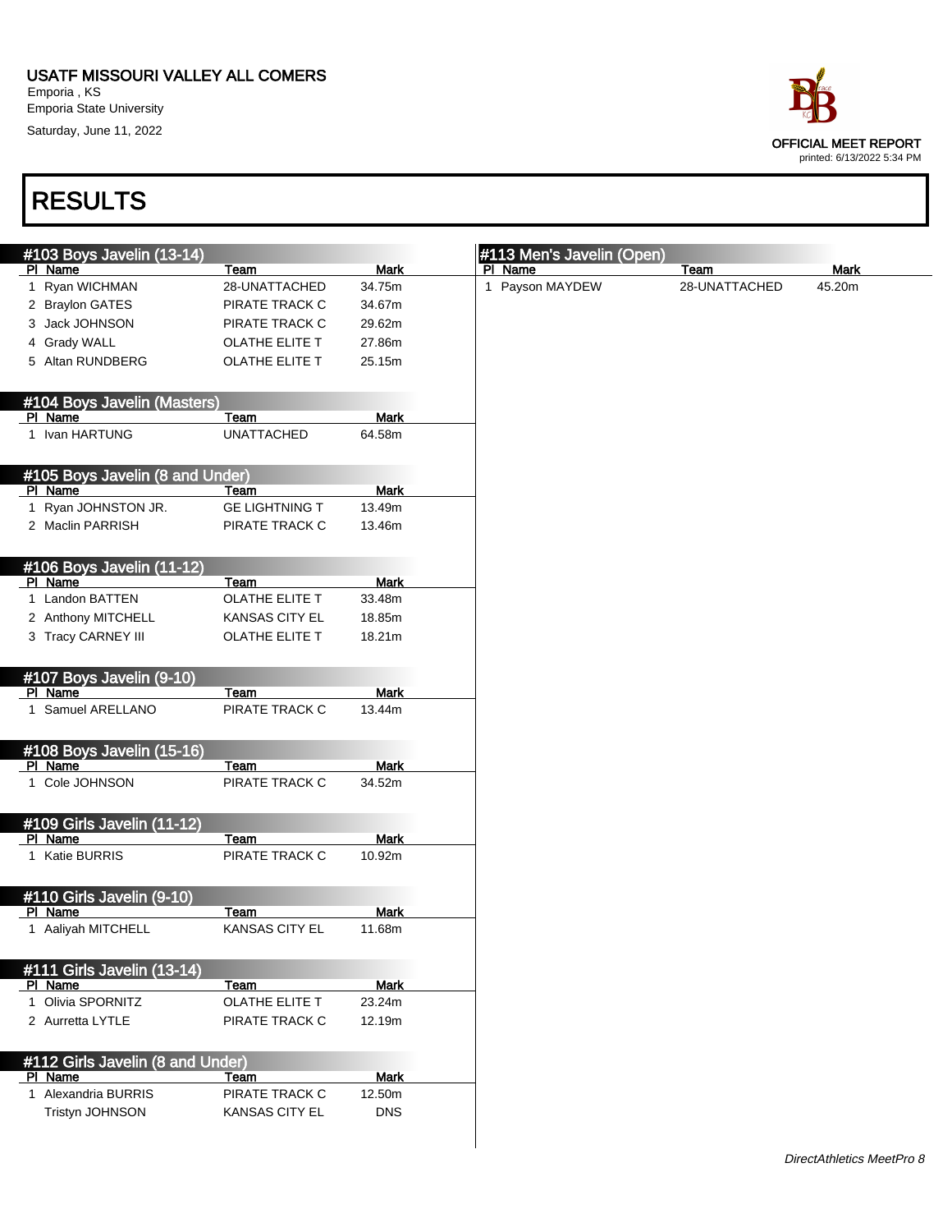# USATF MISSOURI VALLEY ALL COMERS

Emporia , KS
Emporia State University
Saturday, June 11, 2022

OFFICIAL MEET REPORT
printed: 6/13/2022 5:34 PM

# RESULTS

## #103 Boys Javelin (13-14)

| Pl | Name | Team | Mark |
|---|---|---|---|
| 1 | Ryan WICHMAN | 28-UNATTACHED | 34.75m |
| 2 | Braylon GATES | PIRATE TRACK C | 34.67m |
| 3 | Jack JOHNSON | PIRATE TRACK C | 29.62m |
| 4 | Grady WALL | OLATHE ELITE T | 27.86m |
| 5 | Altan RUNDBERG | OLATHE ELITE T | 25.15m |

## #104 Boys Javelin (Masters)

| Pl | Name | Team | Mark |
|---|---|---|---|
| 1 | Ivan HARTUNG | UNATTACHED | 64.58m |

## #105 Boys Javelin (8 and Under)

| Pl | Name | Team | Mark |
|---|---|---|---|
| 1 | Ryan JOHNSTON JR. | GE LIGHTNING T | 13.49m |
| 2 | Maclin PARRISH | PIRATE TRACK C | 13.46m |

## #106 Boys Javelin (11-12)

| Pl | Name | Team | Mark |
|---|---|---|---|
| 1 | Landon BATTEN | OLATHE ELITE T | 33.48m |
| 2 | Anthony MITCHELL | KANSAS CITY EL | 18.85m |
| 3 | Tracy CARNEY III | OLATHE ELITE T | 18.21m |

## #107 Boys Javelin (9-10)

| Pl | Name | Team | Mark |
|---|---|---|---|
| 1 | Samuel ARELLANO | PIRATE TRACK C | 13.44m |

## #108 Boys Javelin (15-16)

| Pl | Name | Team | Mark |
|---|---|---|---|
| 1 | Cole JOHNSON | PIRATE TRACK C | 34.52m |

## #109 Girls Javelin (11-12)

| Pl | Name | Team | Mark |
|---|---|---|---|
| 1 | Katie BURRIS | PIRATE TRACK C | 10.92m |

## #110 Girls Javelin (9-10)

| Pl | Name | Team | Mark |
|---|---|---|---|
| 1 | Aaliyah MITCHELL | KANSAS CITY EL | 11.68m |

## #111 Girls Javelin (13-14)

| Pl | Name | Team | Mark |
|---|---|---|---|
| 1 | Olivia SPORNITZ | OLATHE ELITE T | 23.24m |
| 2 | Aurretta LYTLE | PIRATE TRACK C | 12.19m |

## #112 Girls Javelin (8 and Under)

| Pl | Name | Team | Mark |
|---|---|---|---|
| 1 | Alexandria BURRIS | PIRATE TRACK C | 12.50m |
| | Tristyn JOHNSON | KANSAS CITY EL | DNS |

## #113 Men's Javelin (Open)

| Pl | Name | Team | Mark |
|---|---|---|---|
| 1 | Payson MAYDEW | 28-UNATTACHED | 45.20m |

*DirectAthletics MeetPro 8*